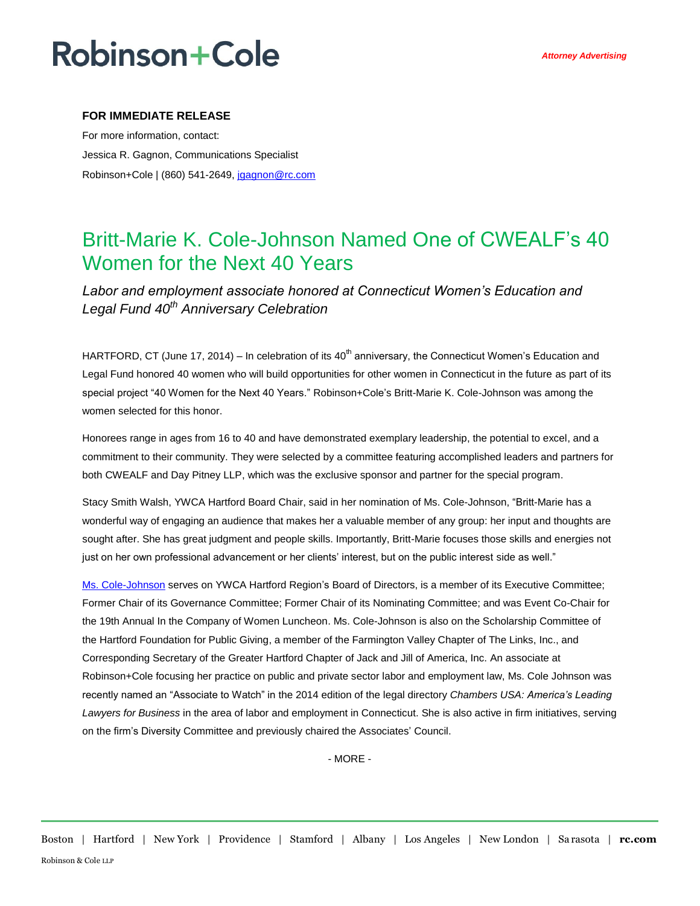Robinson+Cole

*Attorney Advertising*

**FOR IMMEDIATE RELEASE**

For more information, contact:
Jessica R. Gagnon, Communications Specialist
Robinson+Cole | (860) 541-2649, jgagnon@rc.com

# Britt-Marie K. Cole-Johnson Named One of CWEALF's 40 Women for the Next 40 Years

*Labor and employment associate honored at Connecticut Women's Education and Legal Fund 40th Anniversary Celebration*

HARTFORD, CT (June 17, 2014) – In celebration of its 40th anniversary, the Connecticut Women's Education and Legal Fund honored 40 women who will build opportunities for other women in Connecticut in the future as part of its special project "40 Women for the Next 40 Years." Robinson+Cole's Britt-Marie K. Cole-Johnson was among the women selected for this honor.

Honorees range in ages from 16 to 40 and have demonstrated exemplary leadership, the potential to excel, and a commitment to their community. They were selected by a committee featuring accomplished leaders and partners for both CWEALF and Day Pitney LLP, which was the exclusive sponsor and partner for the special program.

Stacy Smith Walsh, YWCA Hartford Board Chair, said in her nomination of Ms. Cole-Johnson, "Britt-Marie has a wonderful way of engaging an audience that makes her a valuable member of any group: her input and thoughts are sought after. She has great judgment and people skills. Importantly, Britt-Marie focuses those skills and energies not just on her own professional advancement or her clients' interest, but on the public interest side as well."

Ms. Cole-Johnson serves on YWCA Hartford Region's Board of Directors, is a member of its Executive Committee; Former Chair of its Governance Committee; Former Chair of its Nominating Committee; and was Event Co-Chair for the 19th Annual In the Company of Women Luncheon. Ms. Cole-Johnson is also on the Scholarship Committee of the Hartford Foundation for Public Giving, a member of the Farmington Valley Chapter of The Links, Inc., and Corresponding Secretary of the Greater Hartford Chapter of Jack and Jill of America, Inc. An associate at Robinson+Cole focusing her practice on public and private sector labor and employment law, Ms. Cole Johnson was recently named an "Associate to Watch" in the 2014 edition of the legal directory *Chambers USA: America's Leading Lawyers for Business* in the area of labor and employment in Connecticut. She is also active in firm initiatives, serving on the firm's Diversity Committee and previously chaired the Associates' Council.

- MORE -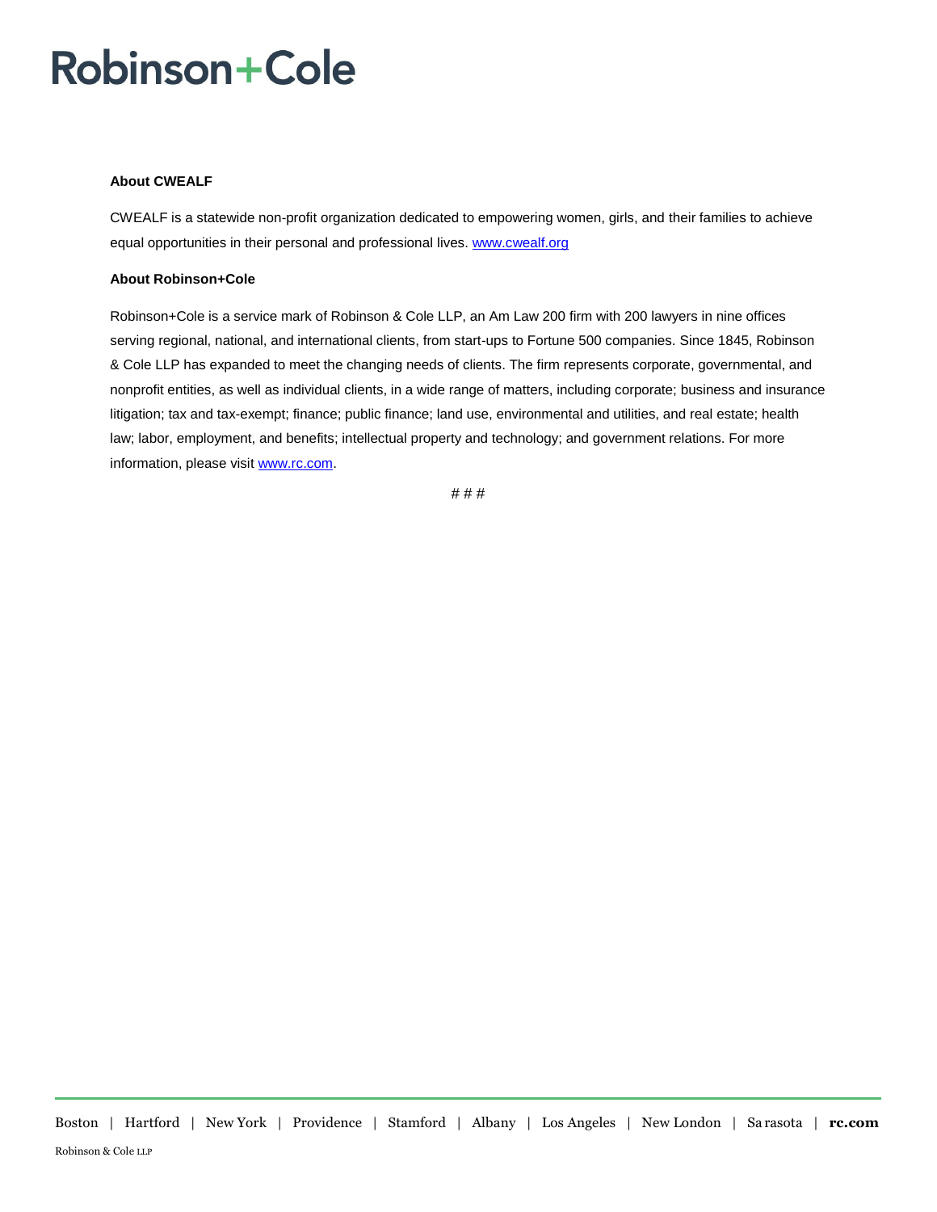**About CWEALF**

CWEALF is a statewide non-profit organization dedicated to empowering women, girls, and their families to achieve equal opportunities in their personal and professional lives. www.cwealf.org

**About Robinson+Cole**

Robinson+Cole is a service mark of Robinson & Cole LLP, an Am Law 200 firm with 200 lawyers in nine offices serving regional, national, and international clients, from start-ups to Fortune 500 companies. Since 1845, Robinson & Cole LLP has expanded to meet the changing needs of clients. The firm represents corporate, governmental, and nonprofit entities, as well as individual clients, in a wide range of matters, including corporate; business and insurance litigation; tax and tax-exempt; finance; public finance; land use, environmental and utilities, and real estate; health law; labor, employment, and benefits; intellectual property and technology; and government relations. For more information, please visit www.rc.com.

# # #